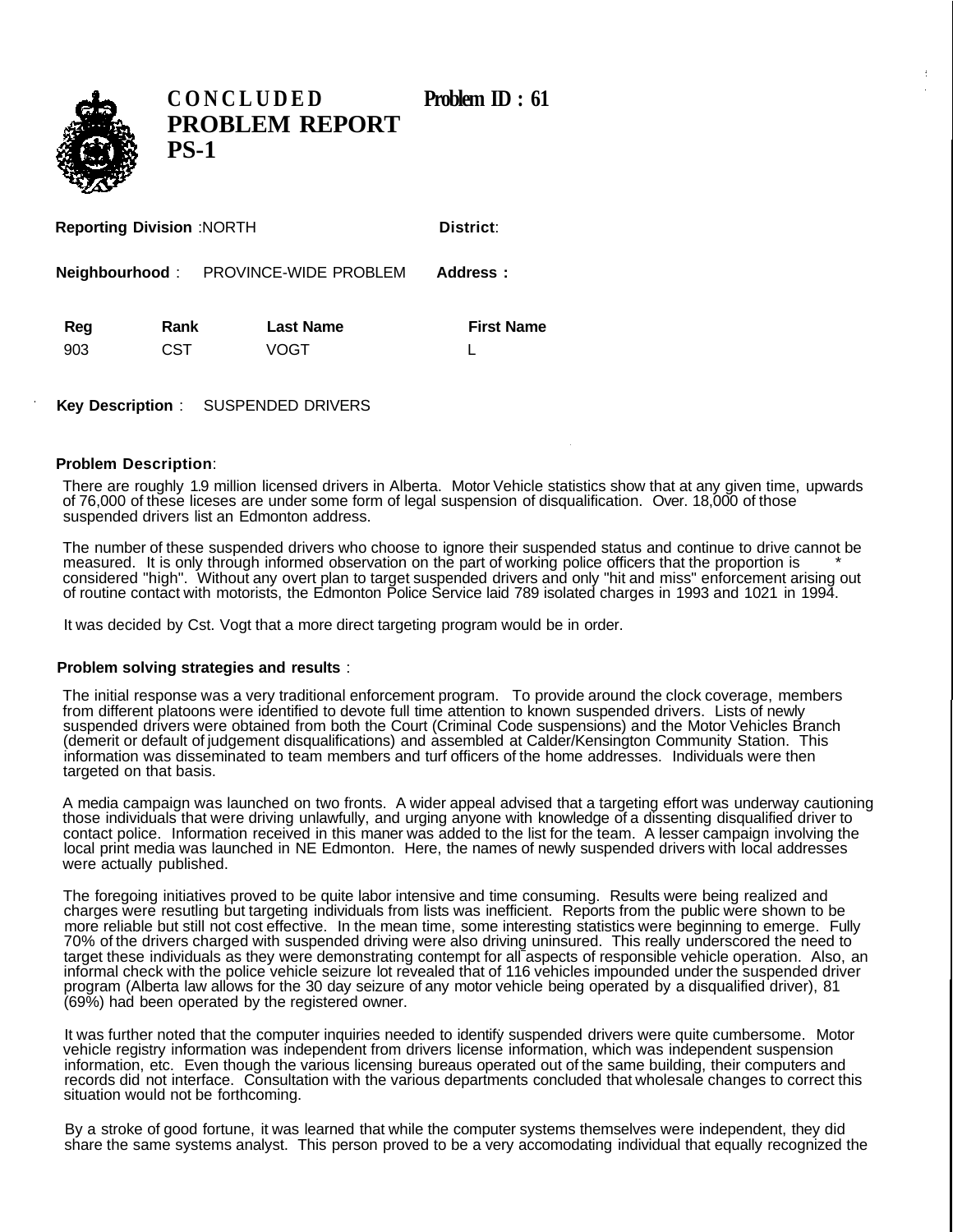# CONCLUDED PROBLEM REPORT PS-1

**Problem ID : 61**

**Reporting Division** :NORTH **District**:

**Neighbourhood** : PROVINCE-WIDE PROBLEM **Address :**

| Reg | Rank | Last Name | First Name |
|---|---|---|---|
| 903 | CST | VOGT | L |

**Key Description** : SUSPENDED DRIVERS

**Problem Description**:

There are roughly 1.9 million licensed drivers in Alberta. Motor Vehicle statistics show that at any given time, upwards of 76,000 of these liceses are under some form of legal suspension of disqualification. Over. 18,000 of those suspended drivers list an Edmonton address.

The number of these suspended drivers who choose to ignore their suspended status and continue to drive cannot be measured. It is only through informed observation on the part of working police officers that the proportion is considered "high". Without any overt plan to target suspended drivers and only "hit and miss" enforcement arising out of routine contact with motorists, the Edmonton Police Service laid 789 isolated charges in 1993 and 1021 in 1994.

It was decided by Cst. Vogt that a more direct targeting program would be in order.

**Problem solving strategies and results** :

The initial response was a very traditional enforcement program. To provide around the clock coverage, members from different platoons were identified to devote full time attention to known suspended drivers. Lists of newly suspended drivers were obtained from both the Court (Criminal Code suspensions) and the Motor Vehicles Branch (demerit or default of judgement disqualifications) and assembled at Calder/Kensington Community Station. This information was disseminated to team members and turf officers of the home addresses. Individuals were then targeted on that basis.

A media campaign was launched on two fronts. A wider appeal advised that a targeting effort was underway cautioning those individuals that were driving unlawfully, and urging anyone with knowledge of a dissenting disqualified driver to contact police. Information received in this maner was added to the list for the team. A lesser campaign involving the local print media was launched in NE Edmonton. Here, the names of newly suspended drivers with local addresses were actually published.

The foregoing initiatives proved to be quite labor intensive and time consuming. Results were being realized and charges were resutling but targeting individuals from lists was inefficient. Reports from the public were shown to be more reliable but still not cost effective. In the mean time, some interesting statistics were beginning to emerge. Fully 70% of the drivers charged with suspended driving were also driving uninsured. This really underscored the need to target these individuals as they were demonstrating contempt for all aspects of responsible vehicle operation. Also, an informal check with the police vehicle seizure lot revealed that of 116 vehicles impounded under the suspended driver program (Alberta law allows for the 30 day seizure of any motor vehicle being operated by a disqualified driver), 81 (69%) had been operated by the registered owner.

It was further noted that the computer inquiries needed to identify suspended drivers were quite cumbersome. Motor vehicle registry information was independent from drivers license information, which was independent suspension information, etc. Even though the various licensing bureaus operated out of the same building, their computers and records did not interface. Consultation with the various departments concluded that wholesale changes to correct this situation would not be forthcoming.

By a stroke of good fortune, it was learned that while the computer systems themselves were independent, they did share the same systems analyst. This person proved to be a very accomodating individual that equally recognized the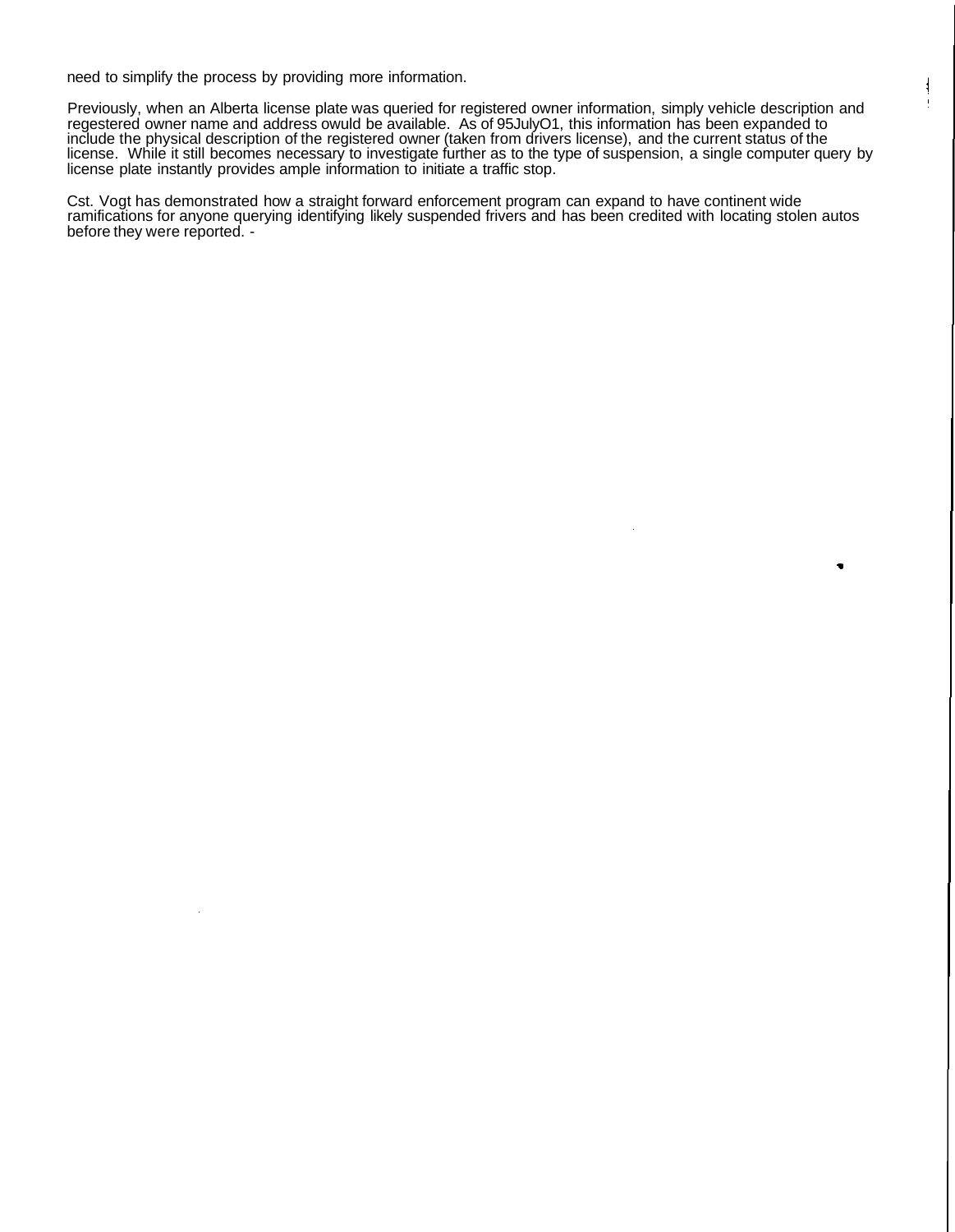need to simplify the process by providing more information.

Previously, when an Alberta license plate was queried for registered owner information, simply vehicle description and regestered owner name and address owuld be available. As of 95JulyO1, this information has been expanded to include the physical description of the registered owner (taken from drivers license), and the current status of the license. While it still becomes necessary to investigate further as to the type of suspension, a single computer query by license plate instantly provides ample information to initiate a traffic stop.

Cst. Vogt has demonstrated how a straight forward enforcement program can expand to have continent wide ramifications for anyone querying identifying likely suspended frivers and has been credited with locating stolen autos before they were reported. -